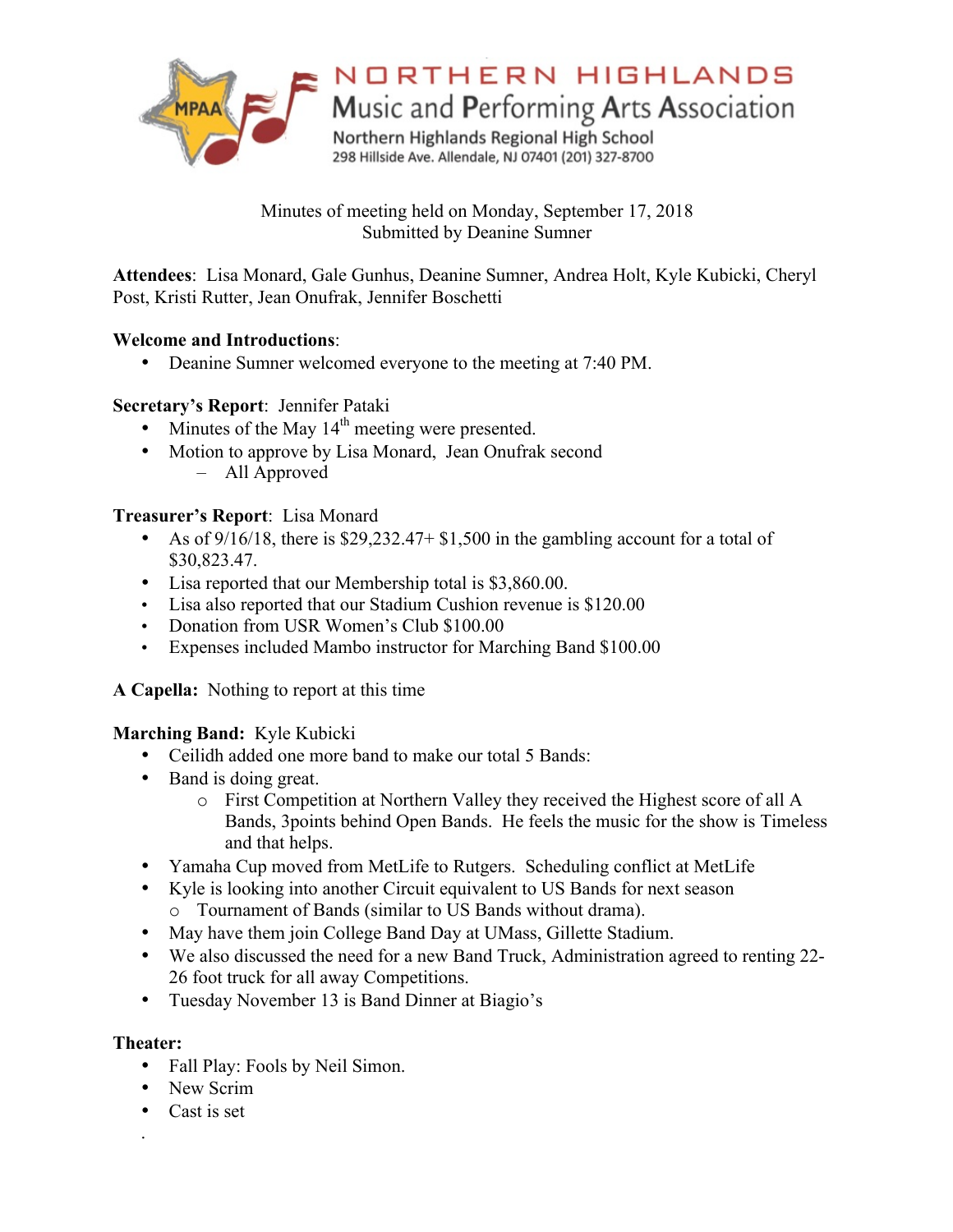# NORTHERN HIGHLANDS

## Music and Performing Arts Association

Northern Highlands Regional High School
298 Hillside Ave. Allendale, NJ 07401 (201) 327-8700

Minutes of meeting held on Monday, September 17, 2018
Submitted by Deanine Sumner

**Attendees**: Lisa Monard, Gale Gunhus, Deanine Sumner, Andrea Holt, Kyle Kubicki, Cheryl Post, Kristi Rutter, Jean Onufrak, Jennifer Boschetti

**Welcome and Introductions**:

- Deanine Sumner welcomed everyone to the meeting at 7:40 PM.

**Secretary's Report**: Jennifer Pataki

- Minutes of the May 14th meeting were presented.
- Motion to approve by Lisa Monard, Jean Onufrak second
  - All Approved

**Treasurer's Report**: Lisa Monard

- As of 9/16/18, there is $29,232.47+ $1,500 in the gambling account for a total of $30,823.47.
- Lisa reported that our Membership total is $3,860.00.
- Lisa also reported that our Stadium Cushion revenue is $120.00
- Donation from USR Women's Club $100.00
- Expenses included Mambo instructor for Marching Band $100.00

**A Capella:** Nothing to report at this time

**Marching Band:** Kyle Kubicki

- Ceilidh added one more band to make our total 5 Bands:
- Band is doing great.
  - First Competition at Northern Valley they received the Highest score of all A Bands, 3points behind Open Bands. He feels the music for the show is Timeless and that helps.
- Yamaha Cup moved from MetLife to Rutgers. Scheduling conflict at MetLife
- Kyle is looking into another Circuit equivalent to US Bands for next season
  - Tournament of Bands (similar to US Bands without drama).
- May have them join College Band Day at UMass, Gillette Stadium.
- We also discussed the need for a new Band Truck, Administration agreed to renting 22-26 foot truck for all away Competitions.
- Tuesday November 13 is Band Dinner at Biagio's

**Theater:**

- Fall Play: Fools by Neil Simon.
- New Scrim
- Cast is set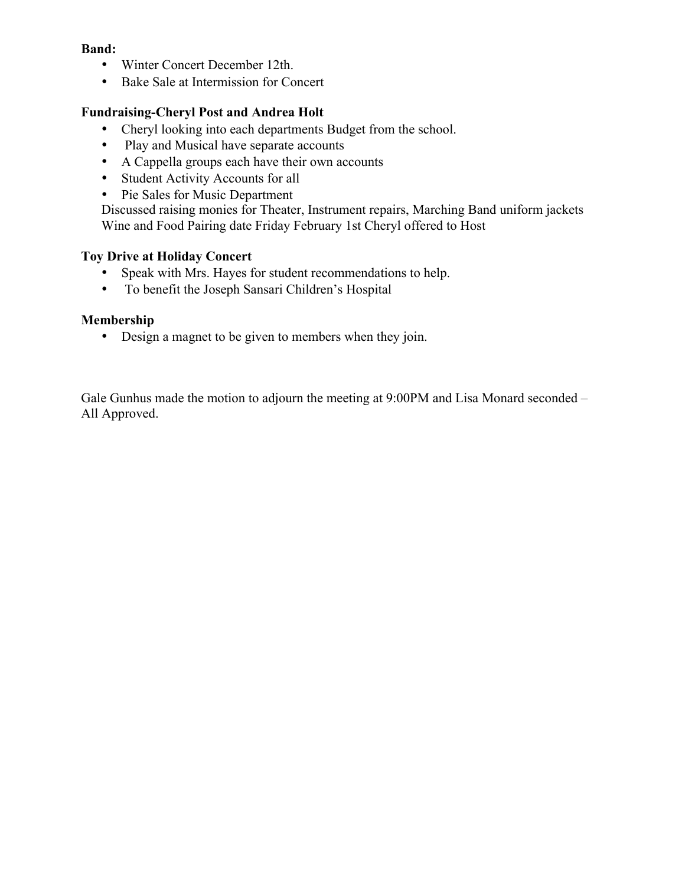**Band:**

- Winter Concert December 12th.
- Bake Sale at Intermission for Concert

**Fundraising-Cheryl Post and Andrea Holt**

- Cheryl looking into each departments Budget from the school.
- Play and Musical have separate accounts
- A Cappella groups each have their own accounts
- Student Activity Accounts for all
- Pie Sales for Music Department

  Discussed raising monies for Theater, Instrument repairs, Marching Band uniform jackets
  Wine and Food Pairing date Friday February 1st Cheryl offered to Host

**Toy Drive at Holiday Concert**

- Speak with Mrs. Hayes for student recommendations to help.
- To benefit the Joseph Sansari Children's Hospital

**Membership**

- Design a magnet to be given to members when they join.

Gale Gunhus made the motion to adjourn the meeting at 9:00PM and Lisa Monard seconded – All Approved.